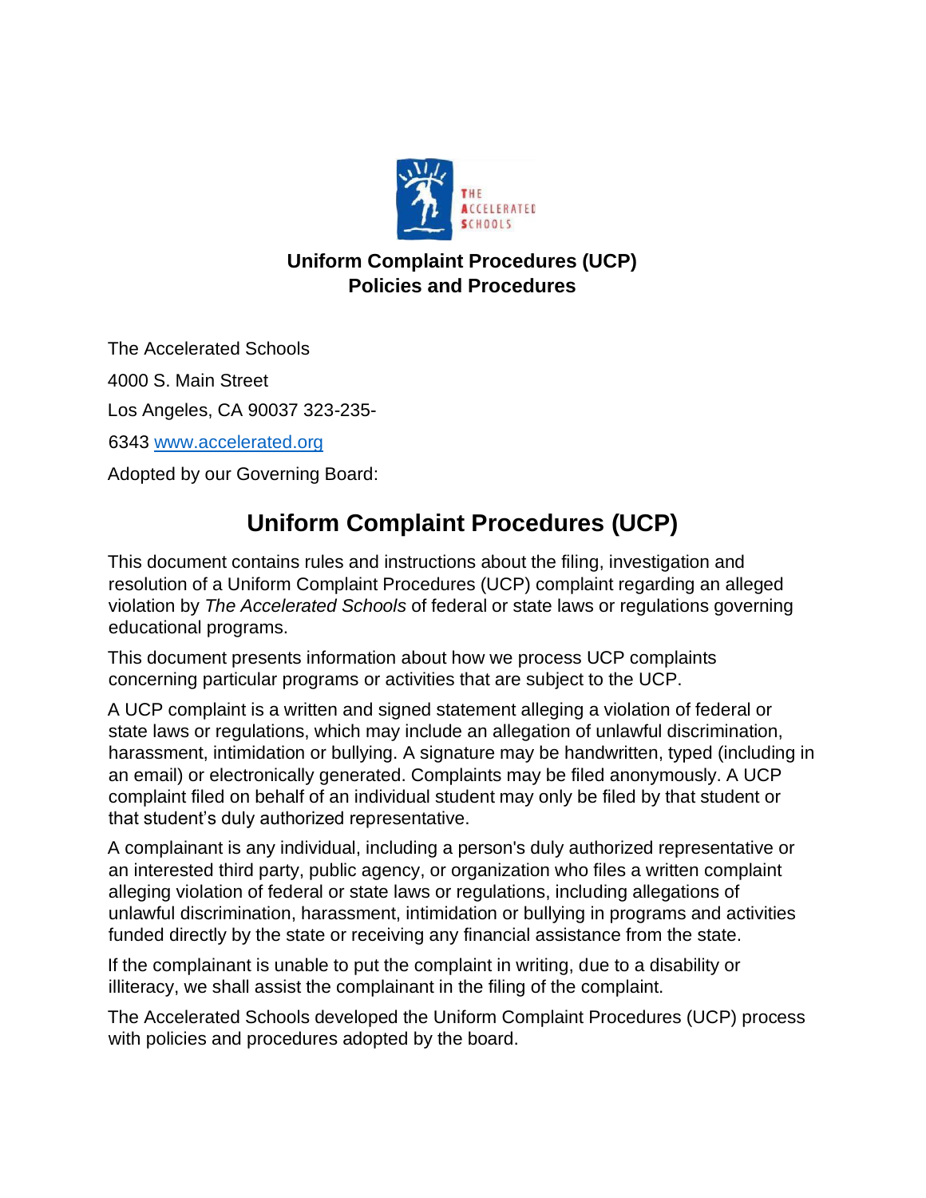**Uniform Complaint Procedures (UCP)**
**Policies and Procedures**

The Accelerated Schools

4000 S. Main Street

Los Angeles, CA 90037 323-235-

6343 [www.accelerated.org](http://www.accelerated.org)

Adopted by our Governing Board:

# Uniform Complaint Procedures (UCP)

This document contains rules and instructions about the filing, investigation and resolution of a Uniform Complaint Procedures (UCP) complaint regarding an alleged violation by *The Accelerated Schools* of federal or state laws or regulations governing educational programs.

This document presents information about how we process UCP complaints concerning particular programs or activities that are subject to the UCP.

A UCP complaint is a written and signed statement alleging a violation of federal or state laws or regulations, which may include an allegation of unlawful discrimination, harassment, intimidation or bullying. A signature may be handwritten, typed (including in an email) or electronically generated. Complaints may be filed anonymously. A UCP complaint filed on behalf of an individual student may only be filed by that student or that student's duly authorized representative.

A complainant is any individual, including a person's duly authorized representative or an interested third party, public agency, or organization who files a written complaint alleging violation of federal or state laws or regulations, including allegations of unlawful discrimination, harassment, intimidation or bullying in programs and activities funded directly by the state or receiving any financial assistance from the state.

If the complainant is unable to put the complaint in writing, due to a disability or illiteracy, we shall assist the complainant in the filing of the complaint.

The Accelerated Schools developed the Uniform Complaint Procedures (UCP) process with policies and procedures adopted by the board.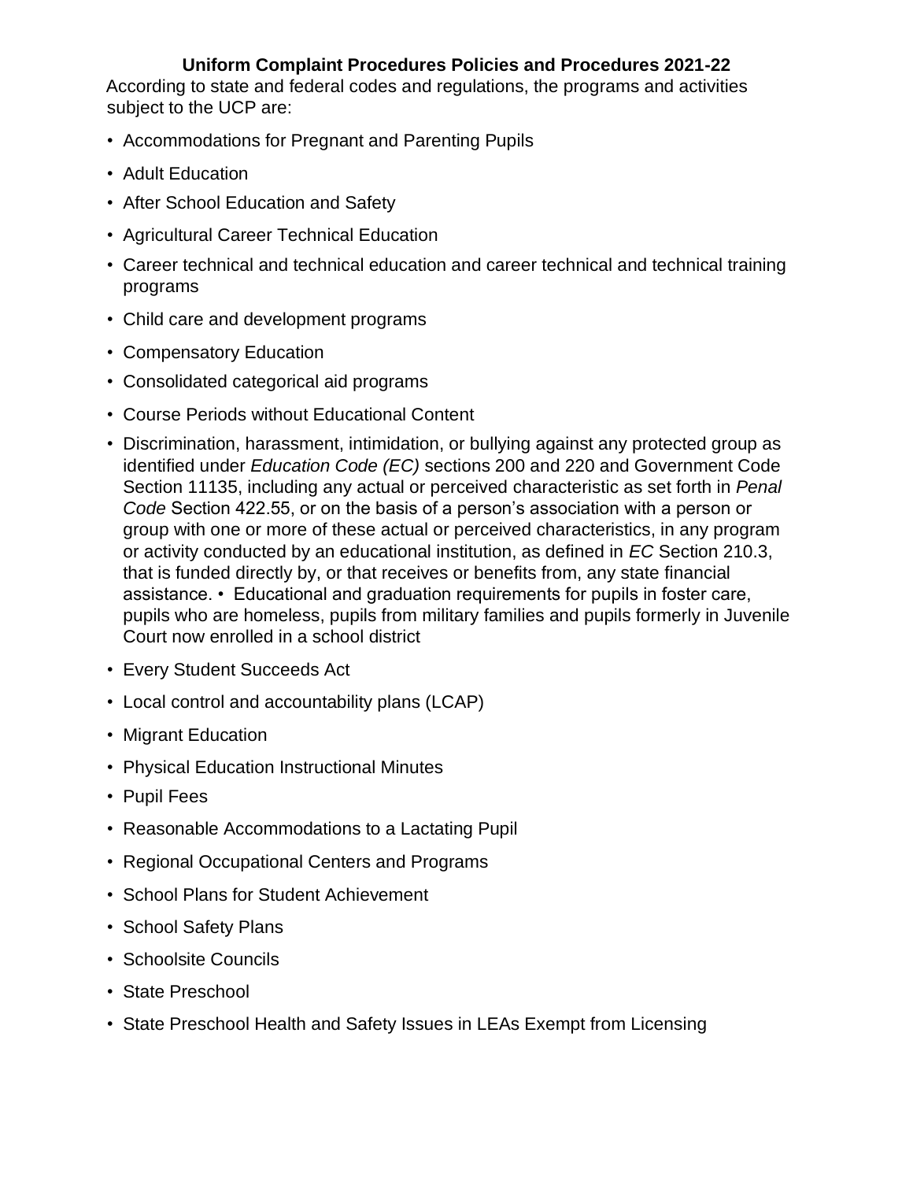**Uniform Complaint Procedures Policies and Procedures 2021-22**

According to state and federal codes and regulations, the programs and activities subject to the UCP are:

- Accommodations for Pregnant and Parenting Pupils
- Adult Education
- After School Education and Safety
- Agricultural Career Technical Education
- Career technical and technical education and career technical and technical training programs
- Child care and development programs
- Compensatory Education
- Consolidated categorical aid programs
- Course Periods without Educational Content
- Discrimination, harassment, intimidation, or bullying against any protected group as identified under *Education Code (EC)* sections 200 and 220 and Government Code Section 11135, including any actual or perceived characteristic as set forth in *Penal Code* Section 422.55, or on the basis of a person's association with a person or group with one or more of these actual or perceived characteristics, in any program or activity conducted by an educational institution, as defined in *EC* Section 210.3, that is funded directly by, or that receives or benefits from, any state financial assistance. • Educational and graduation requirements for pupils in foster care, pupils who are homeless, pupils from military families and pupils formerly in Juvenile Court now enrolled in a school district
- Every Student Succeeds Act
- Local control and accountability plans (LCAP)
- Migrant Education
- Physical Education Instructional Minutes
- Pupil Fees
- Reasonable Accommodations to a Lactating Pupil
- Regional Occupational Centers and Programs
- School Plans for Student Achievement
- School Safety Plans
- Schoolsite Councils
- State Preschool
- State Preschool Health and Safety Issues in LEAs Exempt from Licensing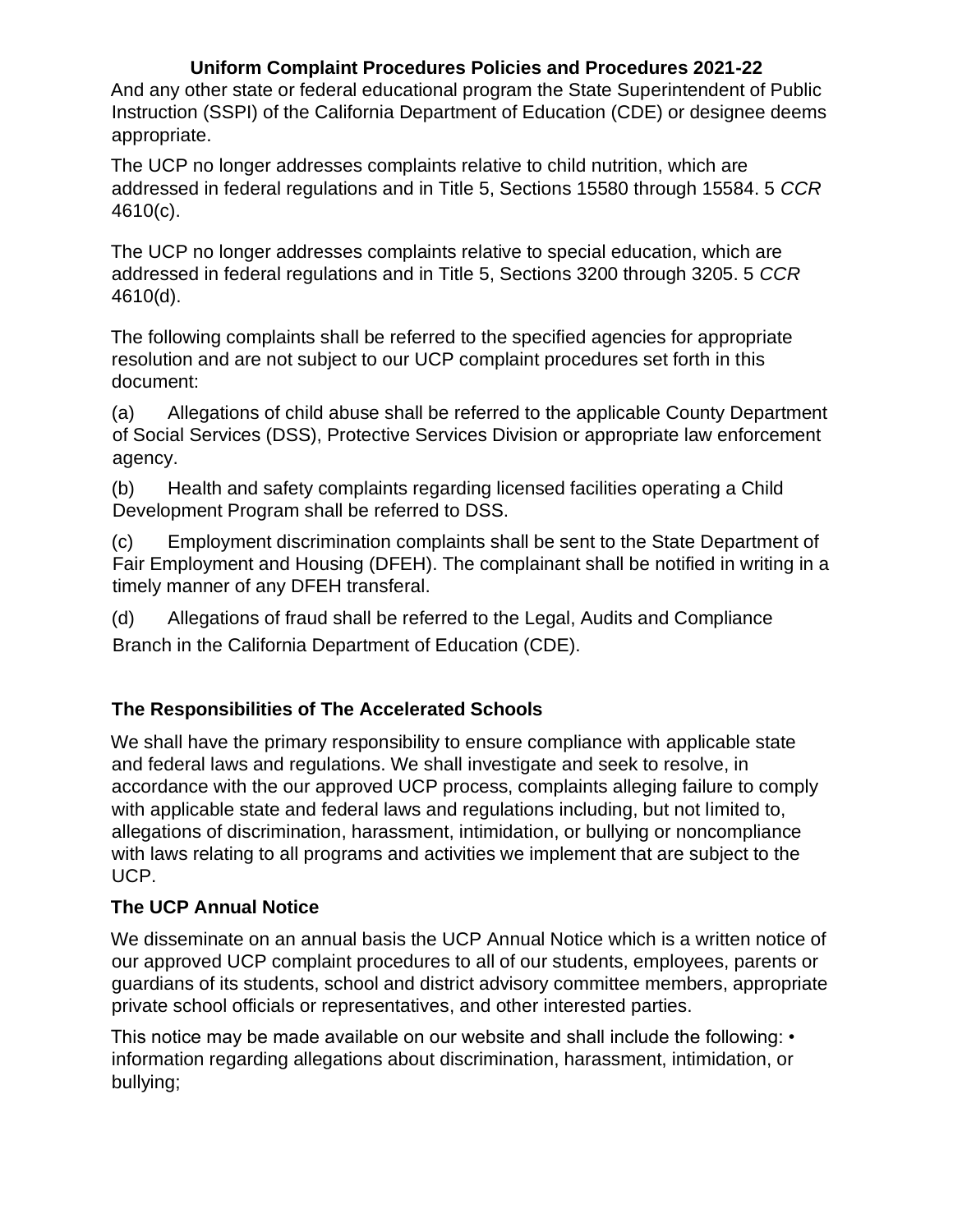**Uniform Complaint Procedures Policies and Procedures 2021-22**

And any other state or federal educational program the State Superintendent of Public Instruction (SSPI) of the California Department of Education (CDE) or designee deems appropriate.

The UCP no longer addresses complaints relative to child nutrition, which are addressed in federal regulations and in Title 5, Sections 15580 through 15584. 5 *CCR* 4610(c).

The UCP no longer addresses complaints relative to special education, which are addressed in federal regulations and in Title 5, Sections 3200 through 3205. 5 *CCR* 4610(d).

The following complaints shall be referred to the specified agencies for appropriate resolution and are not subject to our UCP complaint procedures set forth in this document:

(a) Allegations of child abuse shall be referred to the applicable County Department of Social Services (DSS), Protective Services Division or appropriate law enforcement agency.

(b) Health and safety complaints regarding licensed facilities operating a Child Development Program shall be referred to DSS.

(c) Employment discrimination complaints shall be sent to the State Department of Fair Employment and Housing (DFEH). The complainant shall be notified in writing in a timely manner of any DFEH transferal.

(d) Allegations of fraud shall be referred to the Legal, Audits and Compliance Branch in the California Department of Education (CDE).

**The Responsibilities of The Accelerated Schools**

We shall have the primary responsibility to ensure compliance with applicable state and federal laws and regulations. We shall investigate and seek to resolve, in accordance with the our approved UCP process, complaints alleging failure to comply with applicable state and federal laws and regulations including, but not limited to, allegations of discrimination, harassment, intimidation, or bullying or noncompliance with laws relating to all programs and activities we implement that are subject to the UCP.

**The UCP Annual Notice**

We disseminate on an annual basis the UCP Annual Notice which is a written notice of our approved UCP complaint procedures to all of our students, employees, parents or guardians of its students, school and district advisory committee members, appropriate private school officials or representatives, and other interested parties.

This notice may be made available on our website and shall include the following: • information regarding allegations about discrimination, harassment, intimidation, or bullying;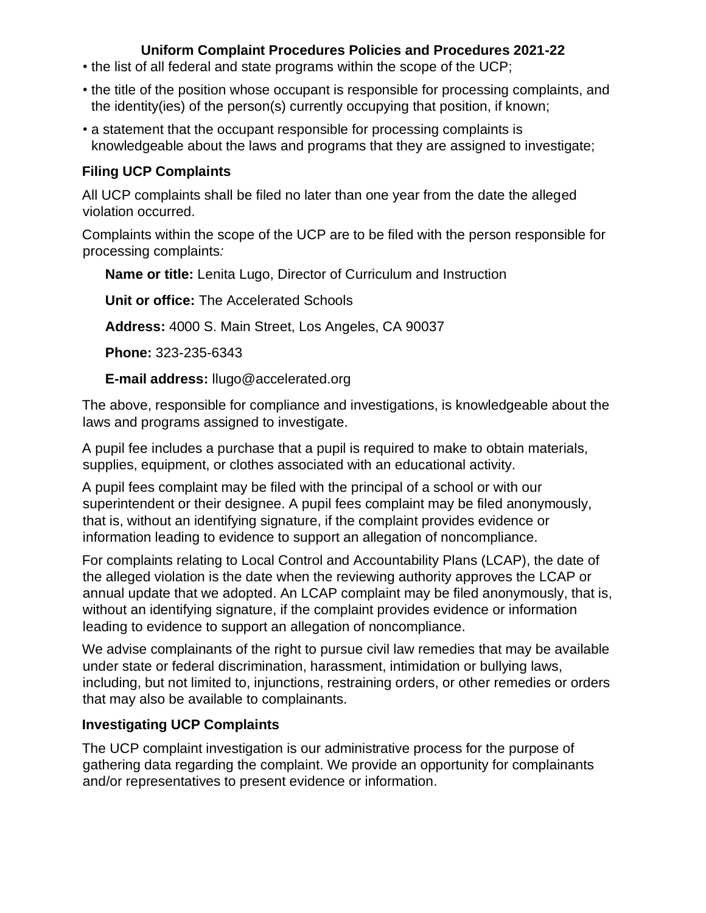- the list of all federal and state programs within the scope of the UCP;
- the title of the position whose occupant is responsible for processing complaints, and the identity(ies) of the person(s) currently occupying that position, if known;
- a statement that the occupant responsible for processing complaints is knowledgeable about the laws and programs that they are assigned to investigate;

### Filing UCP Complaints

All UCP complaints shall be filed no later than one year from the date the alleged violation occurred.

Complaints within the scope of the UCP are to be filed with the person responsible for processing complaints*:*

**Name or title:** Lenita Lugo, Director of Curriculum and Instruction

**Unit or office:** The Accelerated Schools

**Address:** 4000 S. Main Street, Los Angeles, CA 90037

**Phone:** 323-235-6343

**E-mail address:** llugo@accelerated.org

The above, responsible for compliance and investigations, is knowledgeable about the laws and programs assigned to investigate.

A pupil fee includes a purchase that a pupil is required to make to obtain materials, supplies, equipment, or clothes associated with an educational activity.

A pupil fees complaint may be filed with the principal of a school or with our superintendent or their designee. A pupil fees complaint may be filed anonymously, that is, without an identifying signature, if the complaint provides evidence or information leading to evidence to support an allegation of noncompliance.

For complaints relating to Local Control and Accountability Plans (LCAP), the date of the alleged violation is the date when the reviewing authority approves the LCAP or annual update that we adopted. An LCAP complaint may be filed anonymously, that is, without an identifying signature, if the complaint provides evidence or information leading to evidence to support an allegation of noncompliance.

We advise complainants of the right to pursue civil law remedies that may be available under state or federal discrimination, harassment, intimidation or bullying laws, including, but not limited to, injunctions, restraining orders, or other remedies or orders that may also be available to complainants.

### Investigating UCP Complaints

The UCP complaint investigation is our administrative process for the purpose of gathering data regarding the complaint. We provide an opportunity for complainants and/or representatives to present evidence or information.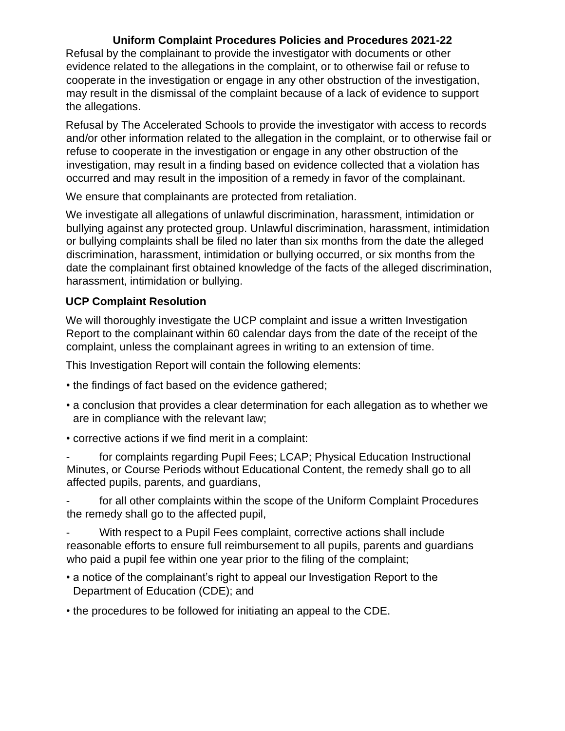Refusal by the complainant to provide the investigator with documents or other evidence related to the allegations in the complaint, or to otherwise fail or refuse to cooperate in the investigation or engage in any other obstruction of the investigation, may result in the dismissal of the complaint because of a lack of evidence to support the allegations.

Refusal by The Accelerated Schools to provide the investigator with access to records and/or other information related to the allegation in the complaint, or to otherwise fail or refuse to cooperate in the investigation or engage in any other obstruction of the investigation, may result in a finding based on evidence collected that a violation has occurred and may result in the imposition of a remedy in favor of the complainant.

We ensure that complainants are protected from retaliation.

We investigate all allegations of unlawful discrimination, harassment, intimidation or bullying against any protected group. Unlawful discrimination, harassment, intimidation or bullying complaints shall be filed no later than six months from the date the alleged discrimination, harassment, intimidation or bullying occurred, or six months from the date the complainant first obtained knowledge of the facts of the alleged discrimination, harassment, intimidation or bullying.

## UCP Complaint Resolution

We will thoroughly investigate the UCP complaint and issue a written Investigation Report to the complainant within 60 calendar days from the date of the receipt of the complaint, unless the complainant agrees in writing to an extension of time.

This Investigation Report will contain the following elements:

- the findings of fact based on the evidence gathered;
- a conclusion that provides a clear determination for each allegation as to whether we are in compliance with the relevant law;
- corrective actions if we find merit in a complaint:
  - for complaints regarding Pupil Fees; LCAP; Physical Education Instructional Minutes, or Course Periods without Educational Content, the remedy shall go to all affected pupils, parents, and guardians,
  - for all other complaints within the scope of the Uniform Complaint Procedures the remedy shall go to the affected pupil,
  - With respect to a Pupil Fees complaint, corrective actions shall include reasonable efforts to ensure full reimbursement to all pupils, parents and guardians who paid a pupil fee within one year prior to the filing of the complaint;
- a notice of the complainant's right to appeal our Investigation Report to the Department of Education (CDE); and
- the procedures to be followed for initiating an appeal to the CDE.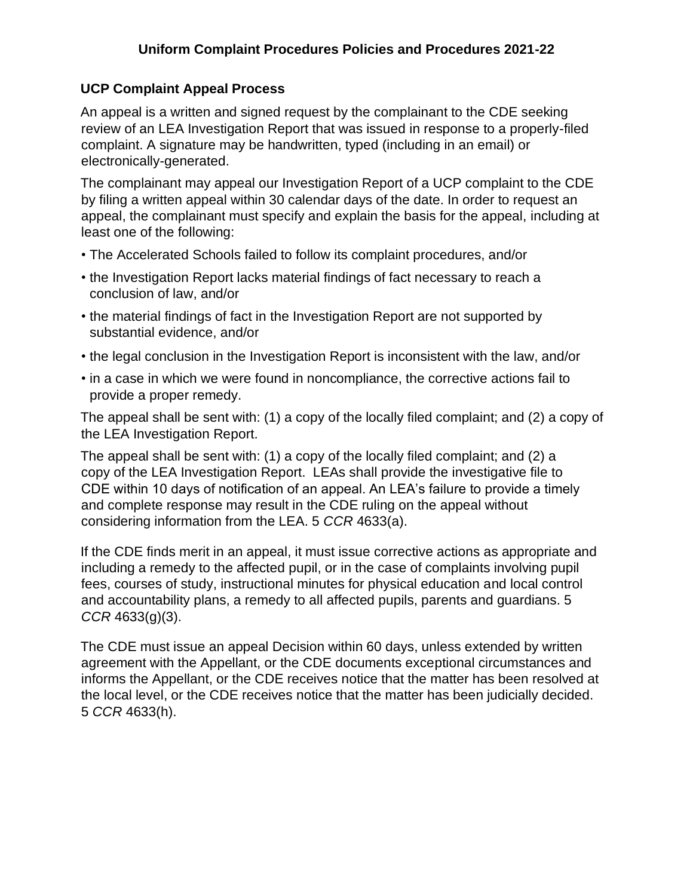## Uniform Complaint Procedures Policies and Procedures 2021-22

### UCP Complaint Appeal Process

An appeal is a written and signed request by the complainant to the CDE seeking review of an LEA Investigation Report that was issued in response to a properly-filed complaint. A signature may be handwritten, typed (including in an email) or electronically-generated.

The complainant may appeal our Investigation Report of a UCP complaint to the CDE by filing a written appeal within 30 calendar days of the date. In order to request an appeal, the complainant must specify and explain the basis for the appeal, including at least one of the following:

- The Accelerated Schools failed to follow its complaint procedures, and/or
- the Investigation Report lacks material findings of fact necessary to reach a conclusion of law, and/or
- the material findings of fact in the Investigation Report are not supported by substantial evidence, and/or
- the legal conclusion in the Investigation Report is inconsistent with the law, and/or
- in a case in which we were found in noncompliance, the corrective actions fail to provide a proper remedy.

The appeal shall be sent with: (1) a copy of the locally filed complaint; and (2) a copy of the LEA Investigation Report.

The appeal shall be sent with: (1) a copy of the locally filed complaint; and (2) a copy of the LEA Investigation Report. LEAs shall provide the investigative file to CDE within 10 days of notification of an appeal. An LEA's failure to provide a timely and complete response may result in the CDE ruling on the appeal without considering information from the LEA. 5 *CCR* 4633(a).

If the CDE finds merit in an appeal, it must issue corrective actions as appropriate and including a remedy to the affected pupil, or in the case of complaints involving pupil fees, courses of study, instructional minutes for physical education and local control and accountability plans, a remedy to all affected pupils, parents and guardians. 5 *CCR* 4633(g)(3).

The CDE must issue an appeal Decision within 60 days, unless extended by written agreement with the Appellant, or the CDE documents exceptional circumstances and informs the Appellant, or the CDE receives notice that the matter has been resolved at the local level, or the CDE receives notice that the matter has been judicially decided. 5 *CCR* 4633(h).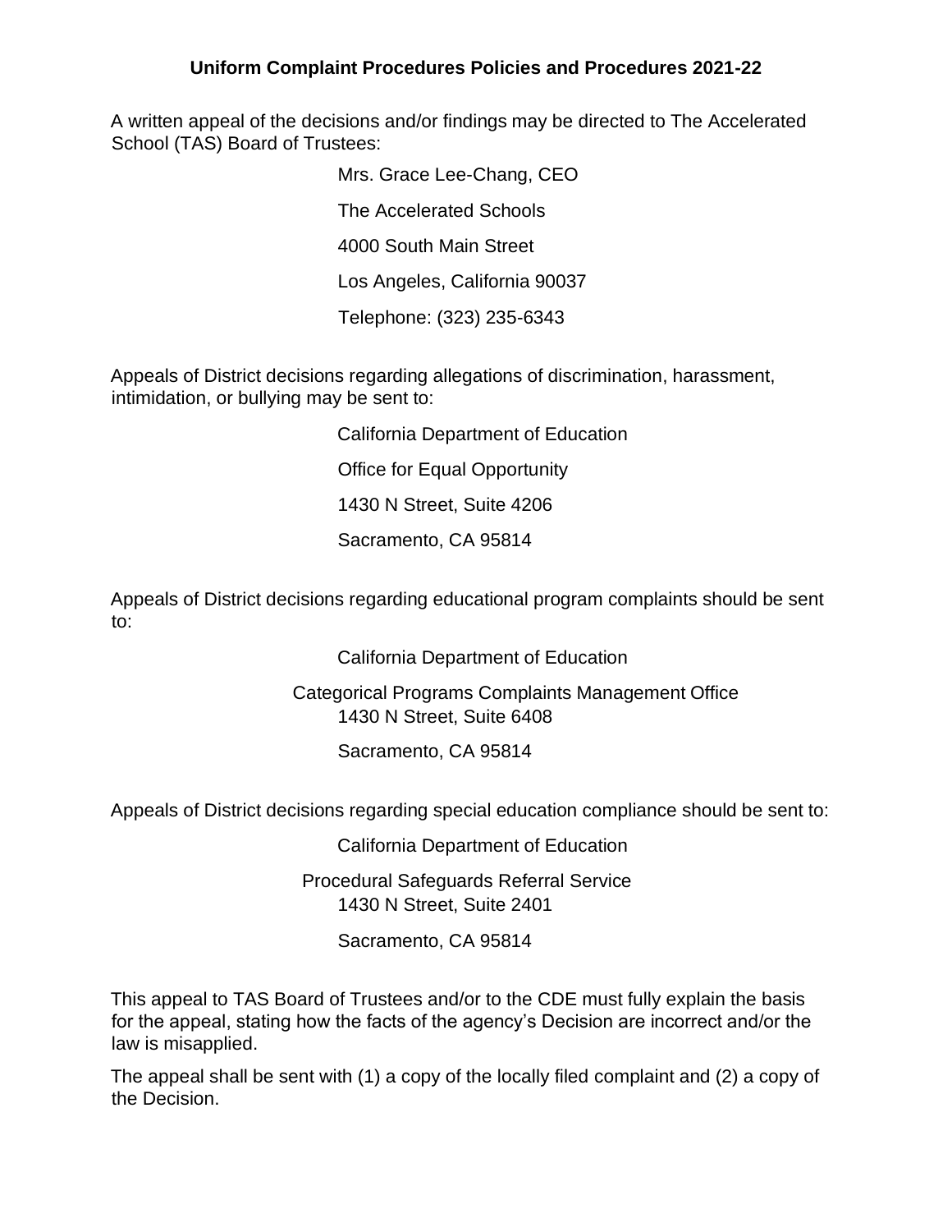## Uniform Complaint Procedures Policies and Procedures 2021-22

A written appeal of the decisions and/or findings may be directed to The Accelerated School (TAS) Board of Trustees:

Mrs. Grace Lee-Chang, CEO  
The Accelerated Schools  
4000 South Main Street  
Los Angeles, California 90037  
Telephone: (323) 235-6343

Appeals of District decisions regarding allegations of discrimination, harassment, intimidation, or bullying may be sent to:

California Department of Education  
Office for Equal Opportunity  
1430 N Street, Suite 4206  
Sacramento, CA 95814

Appeals of District decisions regarding educational program complaints should be sent to:

California Department of Education  
Categorical Programs Complaints Management Office  
1430 N Street, Suite 6408  
Sacramento, CA 95814

Appeals of District decisions regarding special education compliance should be sent to:

California Department of Education  
Procedural Safeguards Referral Service  
1430 N Street, Suite 2401  
Sacramento, CA 95814

This appeal to TAS Board of Trustees and/or to the CDE must fully explain the basis for the appeal, stating how the facts of the agency's Decision are incorrect and/or the law is misapplied.

The appeal shall be sent with (1) a copy of the locally filed complaint and (2) a copy of the Decision.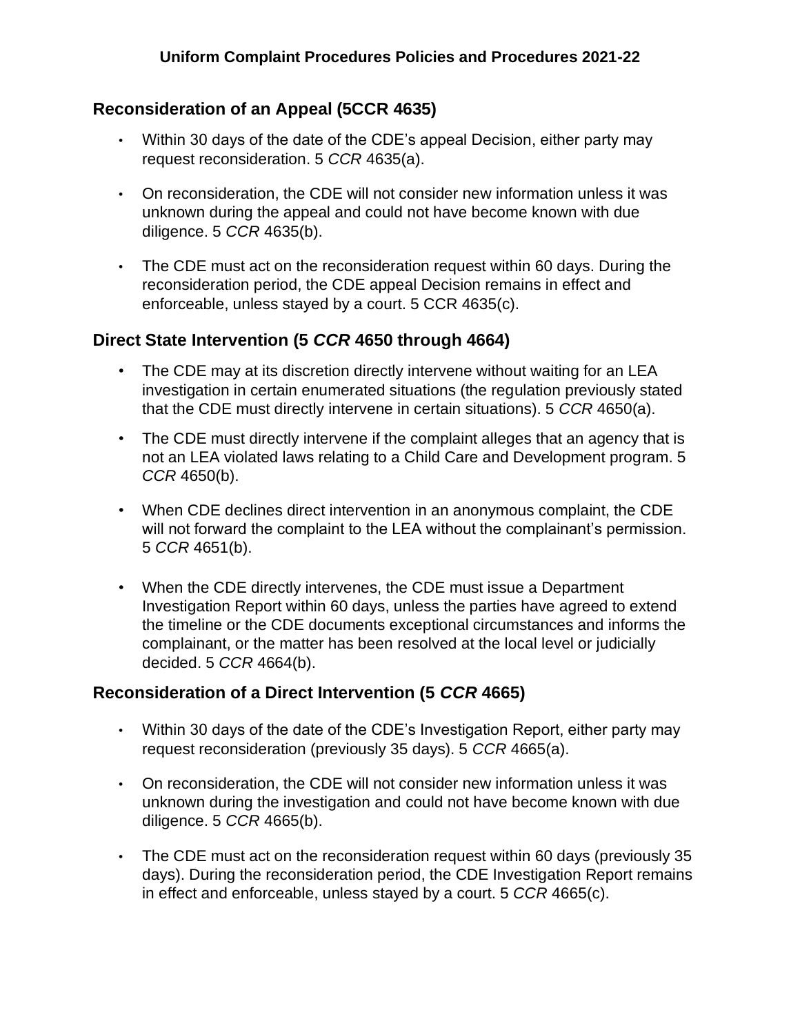## Reconsideration of an Appeal (5CCR 4635)

- Within 30 days of the date of the CDE's appeal Decision, either party may request reconsideration. 5 *CCR* 4635(a).
- On reconsideration, the CDE will not consider new information unless it was unknown during the appeal and could not have become known with due diligence. 5 *CCR* 4635(b).
- The CDE must act on the reconsideration request within 60 days. During the reconsideration period, the CDE appeal Decision remains in effect and enforceable, unless stayed by a court. 5 CCR 4635(c).

## Direct State Intervention (5 *CCR* 4650 through 4664)

- The CDE may at its discretion directly intervene without waiting for an LEA investigation in certain enumerated situations (the regulation previously stated that the CDE must directly intervene in certain situations). 5 *CCR* 4650(a).
- The CDE must directly intervene if the complaint alleges that an agency that is not an LEA violated laws relating to a Child Care and Development program. 5 *CCR* 4650(b).
- When CDE declines direct intervention in an anonymous complaint, the CDE will not forward the complaint to the LEA without the complainant's permission. 5 *CCR* 4651(b).
- When the CDE directly intervenes, the CDE must issue a Department Investigation Report within 60 days, unless the parties have agreed to extend the timeline or the CDE documents exceptional circumstances and informs the complainant, or the matter has been resolved at the local level or judicially decided. 5 *CCR* 4664(b).

## Reconsideration of a Direct Intervention (5 *CCR* 4665)

- Within 30 days of the date of the CDE's Investigation Report, either party may request reconsideration (previously 35 days). 5 *CCR* 4665(a).
- On reconsideration, the CDE will not consider new information unless it was unknown during the investigation and could not have become known with due diligence. 5 *CCR* 4665(b).
- The CDE must act on the reconsideration request within 60 days (previously 35 days). During the reconsideration period, the CDE Investigation Report remains in effect and enforceable, unless stayed by a court. 5 *CCR* 4665(c).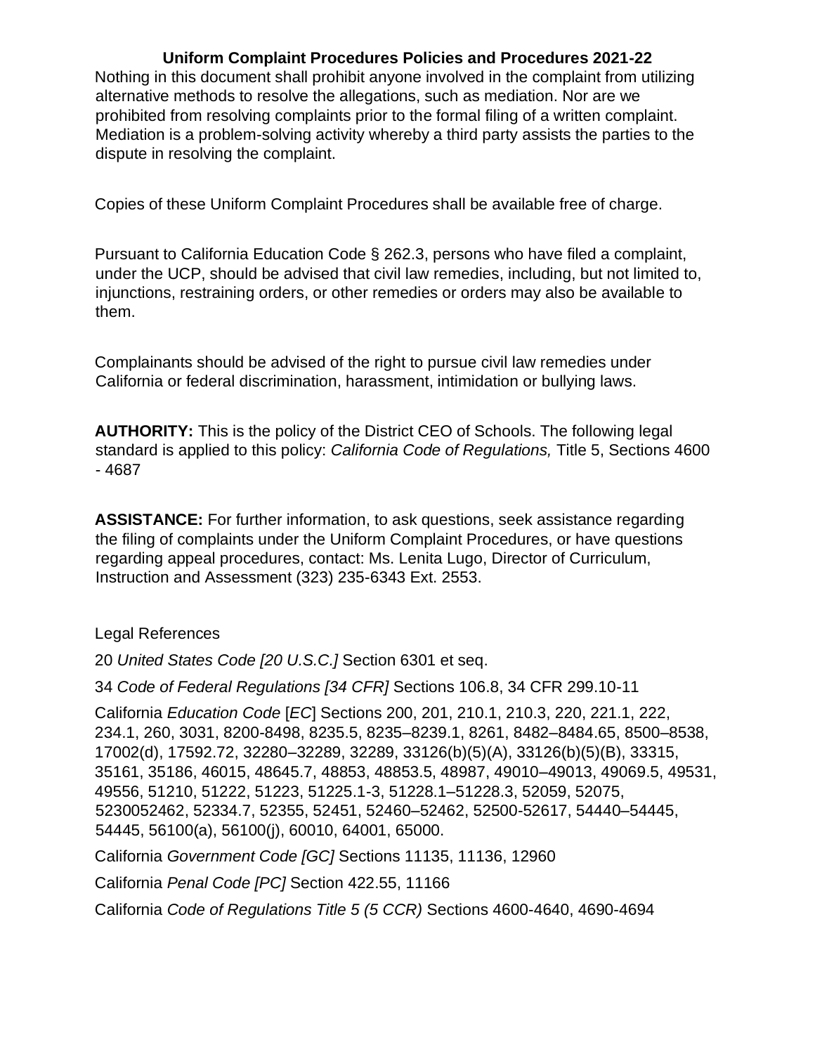**Uniform Complaint Procedures Policies and Procedures 2021-22**

Nothing in this document shall prohibit anyone involved in the complaint from utilizing alternative methods to resolve the allegations, such as mediation. Nor are we prohibited from resolving complaints prior to the formal filing of a written complaint. Mediation is a problem-solving activity whereby a third party assists the parties to the dispute in resolving the complaint.

Copies of these Uniform Complaint Procedures shall be available free of charge.

Pursuant to California Education Code § 262.3, persons who have filed a complaint, under the UCP, should be advised that civil law remedies, including, but not limited to, injunctions, restraining orders, or other remedies or orders may also be available to them.

Complainants should be advised of the right to pursue civil law remedies under California or federal discrimination, harassment, intimidation or bullying laws.

**AUTHORITY:** This is the policy of the District CEO of Schools. The following legal standard is applied to this policy: *California Code of Regulations,* Title 5, Sections 4600 - 4687

**ASSISTANCE:** For further information, to ask questions, seek assistance regarding the filing of complaints under the Uniform Complaint Procedures, or have questions regarding appeal procedures, contact: Ms. Lenita Lugo, Director of Curriculum, Instruction and Assessment (323) 235-6343 Ext. 2553.

Legal References

20 *United States Code [20 U.S.C.]* Section 6301 et seq.

34 *Code of Federal Regulations [34 CFR]* Sections 106.8, 34 CFR 299.10-11

California *Education Code* [*EC*] Sections 200, 201, 210.1, 210.3, 220, 221.1, 222, 234.1, 260, 3031, 8200-8498, 8235.5, 8235–8239.1, 8261, 8482–8484.65, 8500–8538, 17002(d), 17592.72, 32280–32289, 32289, 33126(b)(5)(A), 33126(b)(5)(B), 33315, 35161, 35186, 46015, 48645.7, 48853, 48853.5, 48987, 49010–49013, 49069.5, 49531, 49556, 51210, 51222, 51223, 51225.1-3, 51228.1–51228.3, 52059, 52075, 5230052462, 52334.7, 52355, 52451, 52460–52462, 52500-52617, 54440–54445, 54445, 56100(a), 56100(j), 60010, 64001, 65000.

California *Government Code [GC]* Sections 11135, 11136, 12960

California *Penal Code [PC]* Section 422.55, 11166

California *Code of Regulations Title 5 (5 CCR)* Sections 4600-4640, 4690-4694